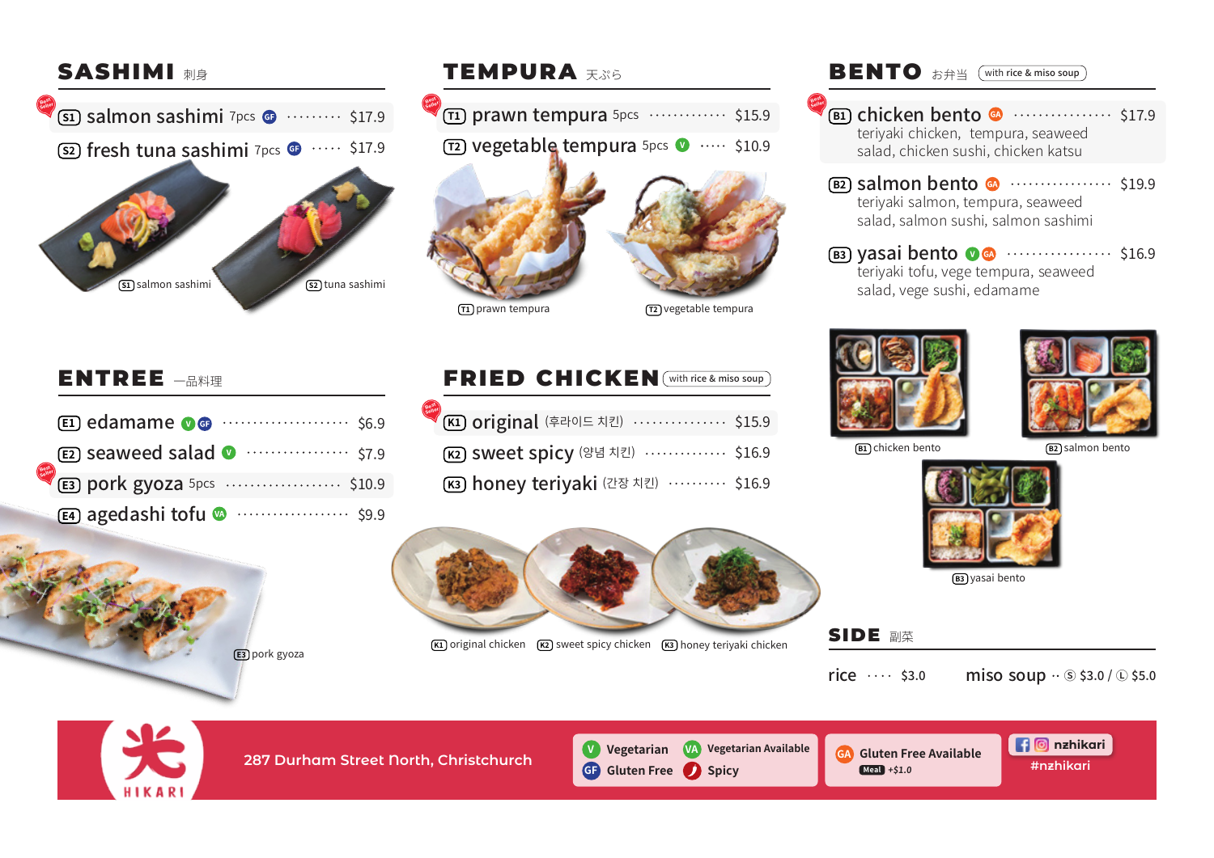## SASHIMI 刺身

- Best Seller **S1** salmon sashimi 7pcs GF ......... $17.9
- **S2** fresh tuna sashimi 7pcs GF ..... $17.9

S1 salmon sashimi

S2 tuna sashimi

## TEMPURA 天ぷら

- Best Seller **T1** prawn tempura 5pcs ............. $15.9
- **T2** vegetable tempura 5pcs V ..... $10.9

T1 prawn tempura

T2 vegetable tempura

## BENTO お弁当 (with rice & miso soup)

- Best Seller **B1** chicken bento GA ................. $17.9
  teriyaki chicken, tempura, seaweed salad, chicken sushi, chicken katsu
- **B2** salmon bento GA ................. $19.9
  teriyaki salmon, tempura, seaweed salad, salmon sushi, salmon sashimi
- **B3** yasai bento V GA ................. $16.9
  teriyaki tofu, vege tempura, seaweed salad, vege sushi, edamame

B1 chicken bento

B2 salmon bento

B3 yasai bento

## ENTREE 一品料理

- **E1** edamame V GF ..................... $6.9
- **E2** seaweed salad V .................. $7.9
- Best Seller **E3** pork gyoza 5pcs ................... $10.9
- **E4** agedashi tofu VA ................... $9.9

E3 pork gyoza

## FRIED CHICKEN (with rice & miso soup)

- Best Seller **K1** original (후라이드 치킨) ............... $15.9
- **K2** sweet spicy (양념 치킨) .............. $16.9
- **K3** honey teriyaki (간장 치킨) .......... $16.9

K1 original chicken

K2 sweet spicy chicken

K3 honey teriyaki chicken

## SIDE 副菜

- rice .... $3.0
- miso soup .. Ⓢ $3.0 / Ⓛ $5.0

---

HIKARI

287 Durham Street North, Christchurch

V Vegetarian | VA Vegetarian Available | GF Gluten Free | Spicy

GA Gluten Free Available — Meal +$1.0

nzhikari #nzhikari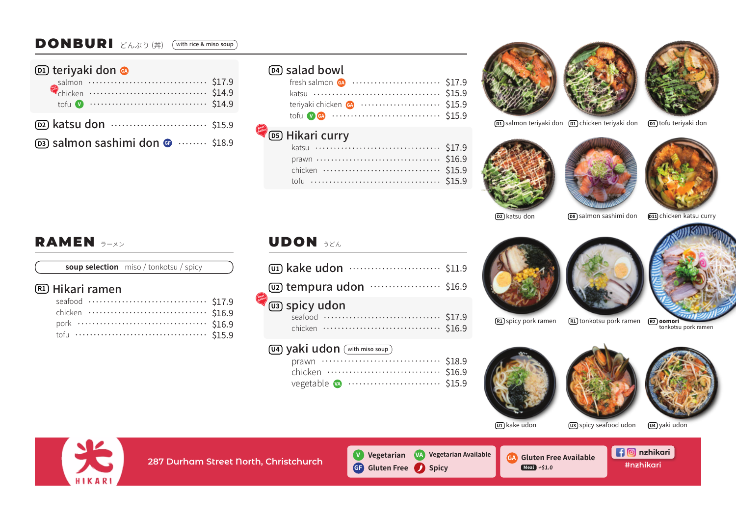## DONBURI どんぶり (丼) (with rice & miso soup)

**(D1) teriyaki don** GA

| | |
|---|---|
| salmon | $17.9 |
| chicken (Best Seller) | $14.9 |
| tofu V | $14.9 |

**(D2) katsu don** ........ $15.9

**(D3) salmon sashimi don** GF ........ $18.9

**(D4) salad bowl**

| | |
|---|---|
| fresh salmon GA | $17.9 |
| katsu | $15.9 |
| teriyaki chicken GA | $15.9 |
| tofu V GA | $15.9 |

**(D5) Hikari curry** (Best Seller)

| | |
|---|---|
| katsu | $17.9 |
| prawn | $16.9 |
| chicken | $15.9 |
| tofu | $15.9 |

(D1) salmon teriyaki don

(D1) chicken teriyaki don

(D1) tofu teriyaki don

(D2) katsu don

(D3) salmon sashimi don

(D11) chicken katsu curry

## RAMEN ラーメン

**soup selection** miso / tonkotsu / spicy

**(R1) Hikari ramen**

| | |
|---|---|
| seafood | $17.9 |
| chicken | $16.9 |
| pork | $16.9 |
| tofu | $15.9 |

## UDON うどん

**(U1) kake udon** ........ $11.9

**(U2) tempura udon** ........ $16.9

**(U3) spicy udon** (Best Seller)

| | |
|---|---|
| seafood | $17.9 |
| chicken | $16.9 |

**(U4) yaki udon** (with miso soup)

| | |
|---|---|
| prawn | $18.9 |
| chicken | $16.9 |
| vegetable VA | $15.9 |

(R1) spicy pork ramen

(R1) tonkotsu pork ramen

(R2) **oomori** tonkotsu pork ramen

(U1) kake udon

(U3) spicy seafood udon

(U4) yaki udon

HIKARI

287 Durham Street North, Christchurch

V Vegetarian
VA Vegetarian Available
GF Gluten Free
Spicy

GA Gluten Free Available
Meal +$1.0

nzhikari
#nzhikari